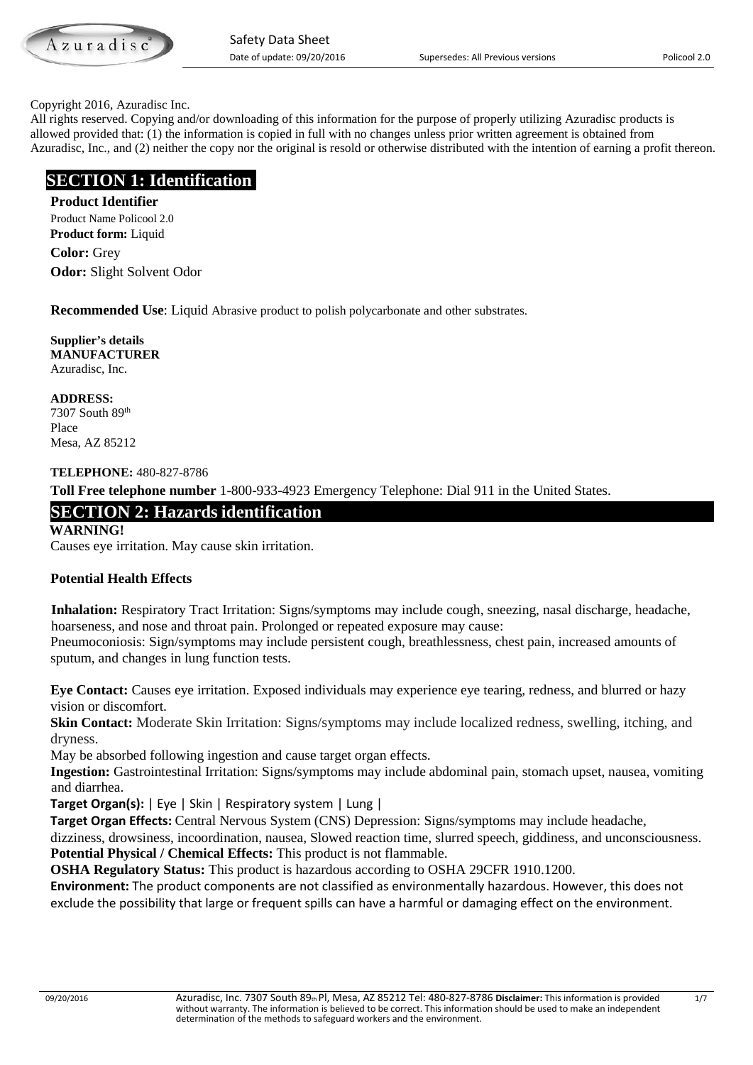Copyright 2016, Azuradisc Inc.
All rights reserved. Copying and/or downloading of this information for the purpose of properly utilizing Azuradisc products is allowed provided that: (1) the information is copied in full with no changes unless prior written agreement is obtained from Azuradisc, Inc., and (2) neither the copy nor the original is resold or otherwise distributed with the intention of earning a profit thereon.

## SECTION 1: Identification

**Product Identifier**
Product Name Policool 2.0
**Product form:** Liquid

**Color:** Grey

**Odor:** Slight Solvent Odor

**Recommended Use**: Liquid Abrasive product to polish polycarbonate and other substrates.

**Supplier's details**
**MANUFACTURER**
Azuradisc, Inc.

**ADDRESS:**
7307 South 89th
Place
Mesa, AZ 85212

**TELEPHONE:** 480-827-8786

**Toll Free telephone number** 1-800-933-4923 Emergency Telephone: Dial 911 in the United States.

## SECTION 2: Hazards identification

**WARNING!**
Causes eye irritation. May cause skin irritation.

**Potential Health Effects**

**Inhalation:** Respiratory Tract Irritation: Signs/symptoms may include cough, sneezing, nasal discharge, headache, hoarseness, and nose and throat pain. Prolonged or repeated exposure may cause:
Pneumoconiosis: Sign/symptoms may include persistent cough, breathlessness, chest pain, increased amounts of sputum, and changes in lung function tests.

**Eye Contact:** Causes eye irritation. Exposed individuals may experience eye tearing, redness, and blurred or hazy vision or discomfort.

**Skin Contact:** Moderate Skin Irritation: Signs/symptoms may include localized redness, swelling, itching, and dryness.
May be absorbed following ingestion and cause target organ effects.

**Ingestion:** Gastrointestinal Irritation: Signs/symptoms may include abdominal pain, stomach upset, nausea, vomiting and diarrhea.

**Target Organ(s):** | Eye | Skin | Respiratory system | Lung |

**Target Organ Effects:** Central Nervous System (CNS) Depression: Signs/symptoms may include headache, dizziness, drowsiness, incoordination, nausea, Slowed reaction time, slurred speech, giddiness, and unconsciousness.

**Potential Physical / Chemical Effects:** This product is not flammable.

**OSHA Regulatory Status:** This product is hazardous according to OSHA 29CFR 1910.1200.

**Environment:** The product components are not classified as environmentally hazardous. However, this does not exclude the possibility that large or frequent spills can have a harmful or damaging effect on the environment.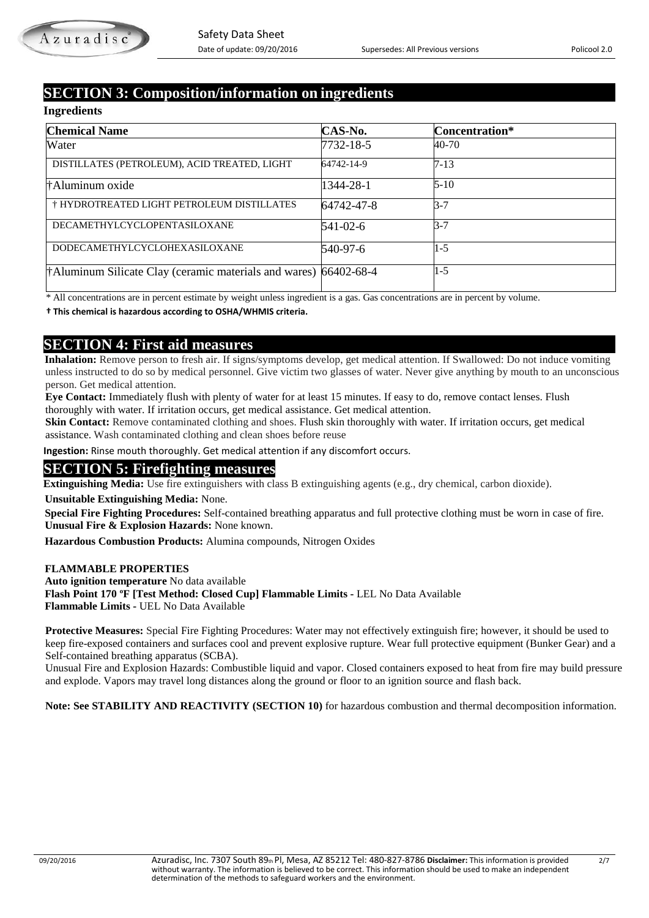## SECTION 3: Composition/information on ingredients

**Ingredients**

| Chemical Name | CAS-No. | Concentration* |
|---|---|---|
| Water | 7732-18-5 | 40-70 |
| DISTILLATES (PETROLEUM), ACID TREATED, LIGHT | 64742-14-9 | 7-13 |
| †Aluminum oxide | 1344-28-1 | 5-10 |
| † HYDROTREATED LIGHT PETROLEUM DISTILLATES | 64742-47-8 | 3-7 |
| DECAMETHYLCYCLOPENTASILOXANE | 541-02-6 | 3-7 |
| DODECAMETHYLCYCLOHEXASILOXANE | 540-97-6 | 1-5 |
| †Aluminum Silicate Clay (ceramic materials and wares) | 66402-68-4 | 1-5 |

* All concentrations are in percent estimate by weight unless ingredient is a gas. Gas concentrations are in percent by volume.

**† This chemical is hazardous according to OSHA/WHMIS criteria.**

## SECTION 4: First aid measures

**Inhalation:** Remove person to fresh air. If signs/symptoms develop, get medical attention. If Swallowed: Do not induce vomiting unless instructed to do so by medical personnel. Give victim two glasses of water. Never give anything by mouth to an unconscious person. Get medical attention.

**Eye Contact:** Immediately flush with plenty of water for at least 15 minutes. If easy to do, remove contact lenses. Flush thoroughly with water. If irritation occurs, get medical assistance. Get medical attention.

**Skin Contact:** Remove contaminated clothing and shoes. Flush skin thoroughly with water. If irritation occurs, get medical assistance. Wash contaminated clothing and clean shoes before reuse

**Ingestion:** Rinse mouth thoroughly. Get medical attention if any discomfort occurs.

## SECTION 5: Firefighting measures

**Extinguishing Media:** Use fire extinguishers with class B extinguishing agents (e.g., dry chemical, carbon dioxide).

**Unsuitable Extinguishing Media:** None.

**Special Fire Fighting Procedures:** Self-contained breathing apparatus and full protective clothing must be worn in case of fire.

**Unusual Fire & Explosion Hazards:** None known.

**Hazardous Combustion Products:** Alumina compounds, Nitrogen Oxides

**FLAMMABLE PROPERTIES**

**Auto ignition temperature** No data available

**Flash Point 170 ºF [Test Method: Closed Cup] Flammable Limits -** LEL No Data Available

**Flammable Limits -** UEL No Data Available

**Protective Measures:** Special Fire Fighting Procedures: Water may not effectively extinguish fire; however, it should be used to keep fire-exposed containers and surfaces cool and prevent explosive rupture. Wear full protective equipment (Bunker Gear) and a Self-contained breathing apparatus (SCBA).

Unusual Fire and Explosion Hazards: Combustible liquid and vapor. Closed containers exposed to heat from fire may build pressure and explode. Vapors may travel long distances along the ground or floor to an ignition source and flash back.

**Note: See STABILITY AND REACTIVITY (SECTION 10)** for hazardous combustion and thermal decomposition information.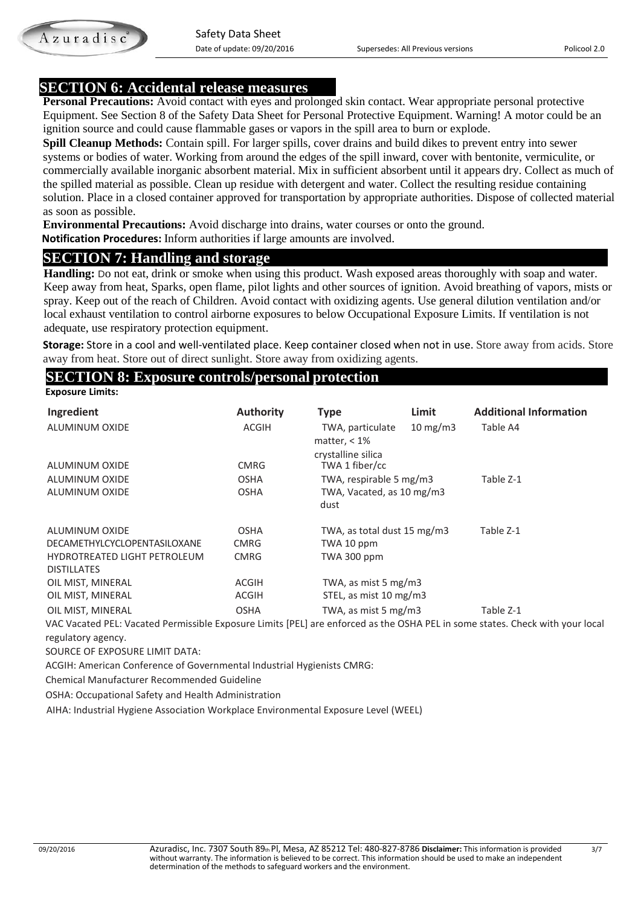## SECTION 6: Accidental release measures

**Personal Precautions:** Avoid contact with eyes and prolonged skin contact. Wear appropriate personal protective Equipment. See Section 8 of the Safety Data Sheet for Personal Protective Equipment. Warning! A motor could be an ignition source and could cause flammable gases or vapors in the spill area to burn or explode.

**Spill Cleanup Methods:** Contain spill. For larger spills, cover drains and build dikes to prevent entry into sewer systems or bodies of water. Working from around the edges of the spill inward, cover with bentonite, vermiculite, or commercially available inorganic absorbent material. Mix in sufficient absorbent until it appears dry. Collect as much of the spilled material as possible. Clean up residue with detergent and water. Collect the resulting residue containing solution. Place in a closed container approved for transportation by appropriate authorities. Dispose of collected material as soon as possible.

**Environmental Precautions:** Avoid discharge into drains, water courses or onto the ground.

**Notification Procedures:** Inform authorities if large amounts are involved.

## SECTION 7: Handling and storage

**Handling:** Do not eat, drink or smoke when using this product. Wash exposed areas thoroughly with soap and water. Keep away from heat, Sparks, open flame, pilot lights and other sources of ignition. Avoid breathing of vapors, mists or spray. Keep out of the reach of Children. Avoid contact with oxidizing agents. Use general dilution ventilation and/or local exhaust ventilation to control airborne exposures to below Occupational Exposure Limits. If ventilation is not adequate, use respiratory protection equipment.

**Storage:** Store in a cool and well-ventilated place. Keep container closed when not in use. Store away from acids. Store away from heat. Store out of direct sunlight. Store away from oxidizing agents.

## SECTION 8: Exposure controls/personal protection

**Exposure Limits:**

| Ingredient | Authority | Type | Limit | Additional Information |
|---|---|---|---|---|
| ALUMINUM OXIDE | ACGIH | TWA, particulate matter, < 1% crystalline silica | 10 mg/m3 | Table A4 |
| ALUMINUM OXIDE | CMRG | TWA 1 fiber/cc | | |
| ALUMINUM OXIDE | OSHA | TWA, respirable 5 mg/m3 | | Table Z-1 |
| ALUMINUM OXIDE | OSHA | TWA, Vacated, as 10 mg/m3 dust | | |
| ALUMINUM OXIDE | OSHA | TWA, as total dust 15 mg/m3 | | Table Z-1 |
| DECAMETHYLCYCLOPENTASILOXANE | CMRG | TWA 10 ppm | | |
| HYDROTREATED LIGHT PETROLEUM DISTILLATES | CMRG | TWA 300 ppm | | |
| OIL MIST, MINERAL | ACGIH | TWA, as mist 5 mg/m3 | | |
| OIL MIST, MINERAL | ACGIH | STEL, as mist 10 mg/m3 | | |
| OIL MIST, MINERAL | OSHA | TWA, as mist 5 mg/m3 | | Table Z-1 |

VAC Vacated PEL: Vacated Permissible Exposure Limits [PEL] are enforced as the OSHA PEL in some states. Check with your local regulatory agency.

SOURCE OF EXPOSURE LIMIT DATA:

ACGIH: American Conference of Governmental Industrial Hygienists CMRG:

Chemical Manufacturer Recommended Guideline

OSHA: Occupational Safety and Health Administration

AIHA: Industrial Hygiene Association Workplace Environmental Exposure Level (WEEL)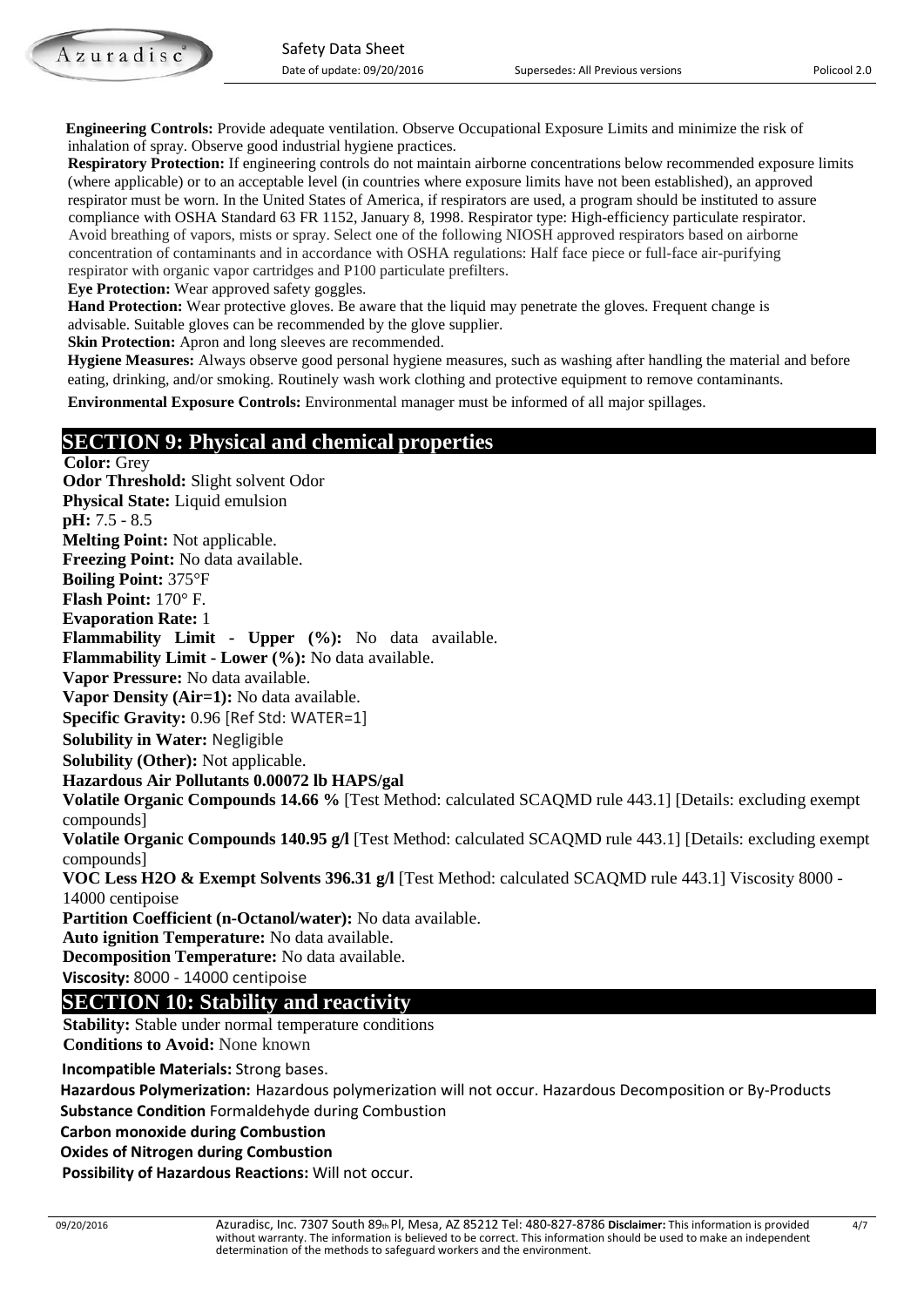**Engineering Controls:** Provide adequate ventilation. Observe Occupational Exposure Limits and minimize the risk of inhalation of spray. Observe good industrial hygiene practices.

**Respiratory Protection:** If engineering controls do not maintain airborne concentrations below recommended exposure limits (where applicable) or to an acceptable level (in countries where exposure limits have not been established), an approved respirator must be worn. In the United States of America, if respirators are used, a program should be instituted to assure compliance with OSHA Standard 63 FR 1152, January 8, 1998. Respirator type: High-efficiency particulate respirator. Avoid breathing of vapors, mists or spray. Select one of the following NIOSH approved respirators based on airborne concentration of contaminants and in accordance with OSHA regulations: Half face piece or full-face air-purifying respirator with organic vapor cartridges and P100 particulate prefilters.

**Eye Protection:** Wear approved safety goggles.

**Hand Protection:** Wear protective gloves. Be aware that the liquid may penetrate the gloves. Frequent change is advisable. Suitable gloves can be recommended by the glove supplier.

**Skin Protection:** Apron and long sleeves are recommended.

**Hygiene Measures:** Always observe good personal hygiene measures, such as washing after handling the material and before eating, drinking, and/or smoking. Routinely wash work clothing and protective equipment to remove contaminants.

**Environmental Exposure Controls:** Environmental manager must be informed of all major spillages.

## SECTION 9: Physical and chemical properties

**Color:** Grey
**Odor Threshold:** Slight solvent Odor
**Physical State:** Liquid emulsion
**pH:** 7.5 - 8.5
**Melting Point:** Not applicable.
**Freezing Point:** No data available.
**Boiling Point:** 375°F
**Flash Point:** 170° F.
**Evaporation Rate:** 1
**Flammability Limit - Upper (%):** No data available.
**Flammability Limit - Lower (%):** No data available.
**Vapor Pressure:** No data available.
**Vapor Density (Air=1):** No data available.
**Specific Gravity:** 0.96 [Ref Std: WATER=1]
**Solubility in Water:** Negligible
**Solubility (Other):** Not applicable.
**Hazardous Air Pollutants 0.00072 lb HAPS/gal**
**Volatile Organic Compounds 14.66 %** [Test Method: calculated SCAQMD rule 443.1] [Details: excluding exempt compounds]
**Volatile Organic Compounds 140.95 g/l** [Test Method: calculated SCAQMD rule 443.1] [Details: excluding exempt compounds]
**VOC Less H2O & Exempt Solvents 396.31 g/l** [Test Method: calculated SCAQMD rule 443.1] Viscosity 8000 - 14000 centipoise
**Partition Coefficient (n-Octanol/water):** No data available.
**Auto ignition Temperature:** No data available.
**Decomposition Temperature:** No data available.
**Viscosity:** 8000 - 14000 centipoise

## SECTION 10: Stability and reactivity

**Stability:** Stable under normal temperature conditions
**Conditions to Avoid:** None known
**Incompatible Materials:** Strong bases.
**Hazardous Polymerization:** Hazardous polymerization will not occur. Hazardous Decomposition or By-Products
**Substance Condition** Formaldehyde during Combustion
**Carbon monoxide during Combustion**
**Oxides of Nitrogen during Combustion**
**Possibility of Hazardous Reactions:** Will not occur.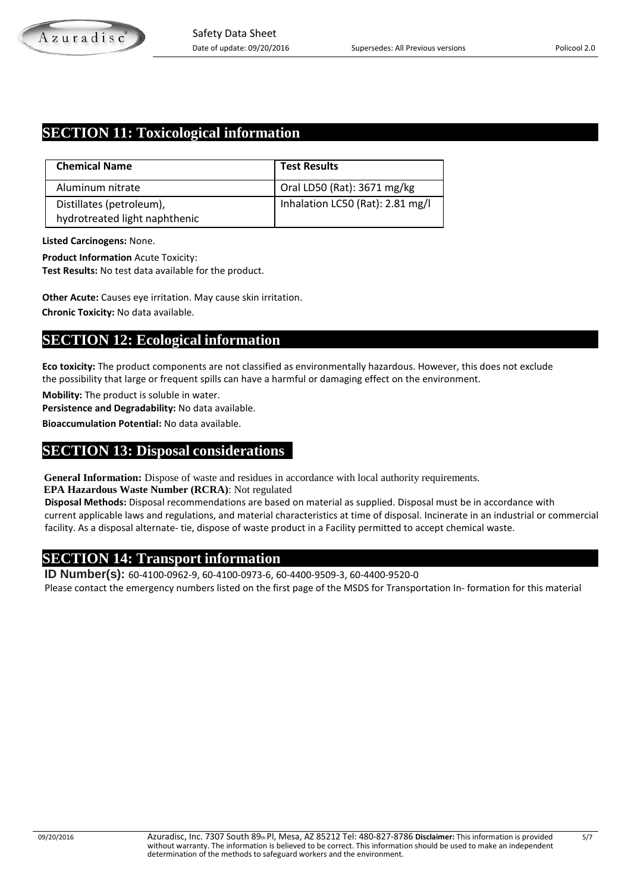## SECTION 11: Toxicological information

| Chemical Name | Test Results |
| --- | --- |
| Aluminum nitrate | Oral LD50 (Rat): 3671 mg/kg |
| Distillates (petroleum), hydrotreated light naphthenic | Inhalation LC50 (Rat): 2.81 mg/l |

**Listed Carcinogens:** None.

**Product Information** Acute Toxicity:
**Test Results:** No test data available for the product.

**Other Acute:** Causes eye irritation. May cause skin irritation.
**Chronic Toxicity:** No data available.

## SECTION 12: Ecological information

**Eco toxicity:** The product components are not classified as environmentally hazardous. However, this does not exclude the possibility that large or frequent spills can have a harmful or damaging effect on the environment.

**Mobility:** The product is soluble in water.
**Persistence and Degradability:** No data available.
**Bioaccumulation Potential:** No data available.

## SECTION 13: Disposal considerations

**General Information:** Dispose of waste and residues in accordance with local authority requirements.
**EPA Hazardous Waste Number (RCRA)**: Not regulated
**Disposal Methods:** Disposal recommendations are based on material as supplied. Disposal must be in accordance with current applicable laws and regulations, and material characteristics at time of disposal. Incinerate in an industrial or commercial facility. As a disposal alternate- tie, dispose of waste product in a Facility permitted to accept chemical waste.

## SECTION 14: Transport information

**ID Number(s):** 60-4100-0962-9, 60-4100-0973-6, 60-4400-9509-3, 60-4400-9520-0
Please contact the emergency numbers listed on the first page of the MSDS for Transportation In- formation for this material

Azuradisc, Inc. 7307 South 89th Pl, Mesa, AZ 85212 Tel: 480-827-8786 **Disclaimer:** This information is provided without warranty. The information is believed to be correct. This information should be used to make an independent determination of the methods to safeguard workers and the environment.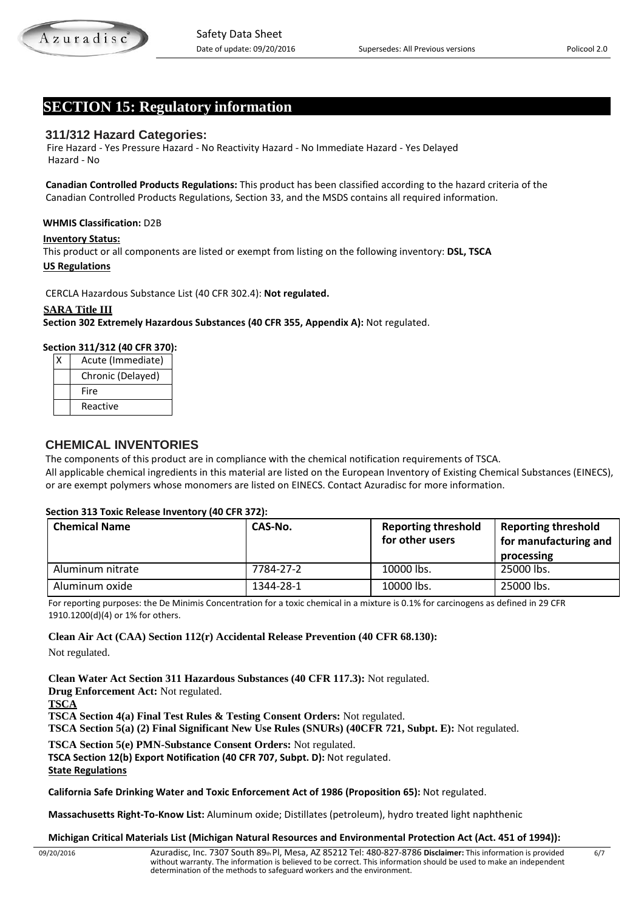## SECTION 15: Regulatory information

### 311/312 Hazard Categories:

Fire Hazard - Yes Pressure Hazard - No Reactivity Hazard - No Immediate Hazard - Yes Delayed Hazard - No

**Canadian Controlled Products Regulations:** This product has been classified according to the hazard criteria of the Canadian Controlled Products Regulations, Section 33, and the MSDS contains all required information.

**WHMIS Classification:** D2B

**Inventory Status:**

This product or all components are listed or exempt from listing on the following inventory: **DSL, TSCA**

**US Regulations**

CERCLA Hazardous Substance List (40 CFR 302.4): **Not regulated.**

**SARA Title III**

**Section 302 Extremely Hazardous Substances (40 CFR 355, Appendix A):** Not regulated.

**Section 311/312 (40 CFR 370):**

| | |
|---|---|
| X | Acute (Immediate) |
| | Chronic (Delayed) |
| | Fire |
| | Reactive |

### CHEMICAL INVENTORIES

The components of this product are in compliance with the chemical notification requirements of TSCA.

All applicable chemical ingredients in this material are listed on the European Inventory of Existing Chemical Substances (EINECS), or are exempt polymers whose monomers are listed on EINECS. Contact Azuradisc for more information.

**Section 313 Toxic Release Inventory (40 CFR 372):**

| Chemical Name | CAS-No. | Reporting threshold for other users | Reporting threshold for manufacturing and processing |
|---|---|---|---|
| Aluminum nitrate | 7784-27-2 | 10000 lbs. | 25000 lbs. |
| Aluminum oxide | 1344-28-1 | 10000 lbs. | 25000 lbs. |

For reporting purposes: the De Minimis Concentration for a toxic chemical in a mixture is 0.1% for carcinogens as defined in 29 CFR 1910.1200(d)(4) or 1% for others.

**Clean Air Act (CAA) Section 112(r) Accidental Release Prevention (40 CFR 68.130):**

Not regulated.

**Clean Water Act Section 311 Hazardous Substances (40 CFR 117.3):** Not regulated.

**Drug Enforcement Act:** Not regulated.

**TSCA**

**TSCA Section 4(a) Final Test Rules & Testing Consent Orders:** Not regulated.

**TSCA Section 5(a) (2) Final Significant New Use Rules (SNURs) (40CFR 721, Subpt. E):** Not regulated.

**TSCA Section 5(e) PMN-Substance Consent Orders:** Not regulated.

**TSCA Section 12(b) Export Notification (40 CFR 707, Subpt. D):** Not regulated.

**State Regulations**

**California Safe Drinking Water and Toxic Enforcement Act of 1986 (Proposition 65):** Not regulated.

**Massachusetts Right-To-Know List:** Aluminum oxide; Distillates (petroleum), hydro treated light naphthenic

**Michigan Critical Materials List (Michigan Natural Resources and Environmental Protection Act (Act. 451 of 1994)):**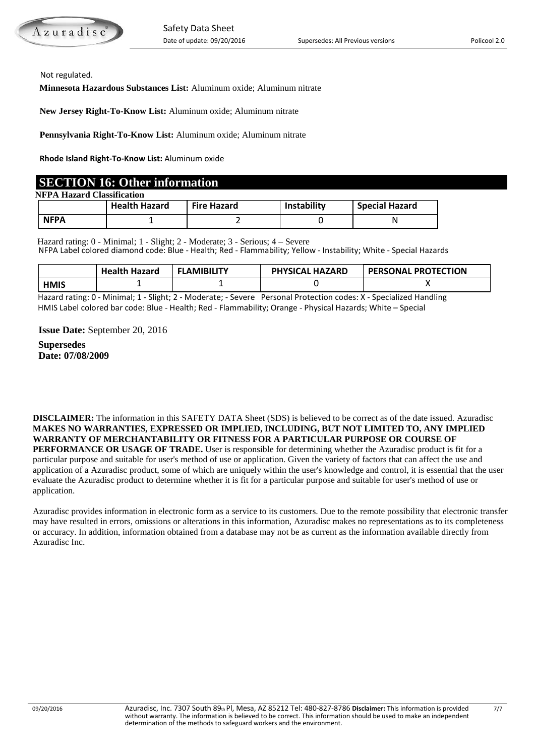Not regulated.

**Minnesota Hazardous Substances List:** Aluminum oxide; Aluminum nitrate

**New Jersey Right-To-Know List:** Aluminum oxide; Aluminum nitrate

**Pennsylvania Right-To-Know List:** Aluminum oxide; Aluminum nitrate

**Rhode Island Right-To-Know List:** Aluminum oxide

## SECTION 16: Other information

**NFPA Hazard Classification**

| | Health Hazard | Fire Hazard | Instability | Special Hazard |
|---|---|---|---|---|
| **NFPA** | 1 | 2 | 0 | N |

Hazard rating: 0 - Minimal; 1 - Slight; 2 - Moderate; 3 - Serious; 4 – Severe
NFPA Label colored diamond code: Blue - Health; Red - Flammability; Yellow - Instability; White - Special Hazards

| | Health Hazard | FLAMIBILITY | PHYSICAL HAZARD | PERSONAL PROTECTION |
|---|---|---|---|---|
| **HMIS** | 1 | 1 | 0 | X |

Hazard rating: 0 - Minimal; 1 - Slight; 2 - Moderate; - Severe Personal Protection codes: X - Specialized Handling
HMIS Label colored bar code: Blue - Health; Red - Flammability; Orange - Physical Hazards; White – Special

**Issue Date:** September 20, 2016

**Supersedes Date: 07/08/2009**

**DISCLAIMER:** The information in this SAFETY DATA Sheet (SDS) is believed to be correct as of the date issued. Azuradisc **MAKES NO WARRANTIES, EXPRESSED OR IMPLIED, INCLUDING, BUT NOT LIMITED TO, ANY IMPLIED WARRANTY OF MERCHANTABILITY OR FITNESS FOR A PARTICULAR PURPOSE OR COURSE OF PERFORMANCE OR USAGE OF TRADE.** User is responsible for determining whether the Azuradisc product is fit for a particular purpose and suitable for user's method of use or application. Given the variety of factors that can affect the use and application of a Azuradisc product, some of which are uniquely within the user's knowledge and control, it is essential that the user evaluate the Azuradisc product to determine whether it is fit for a particular purpose and suitable for user's method of use or application.

Azuradisc provides information in electronic form as a service to its customers. Due to the remote possibility that electronic transfer may have resulted in errors, omissions or alterations in this information, Azuradisc makes no representations as to its completeness or accuracy. In addition, information obtained from a database may not be as current as the information available directly from Azuradisc Inc.